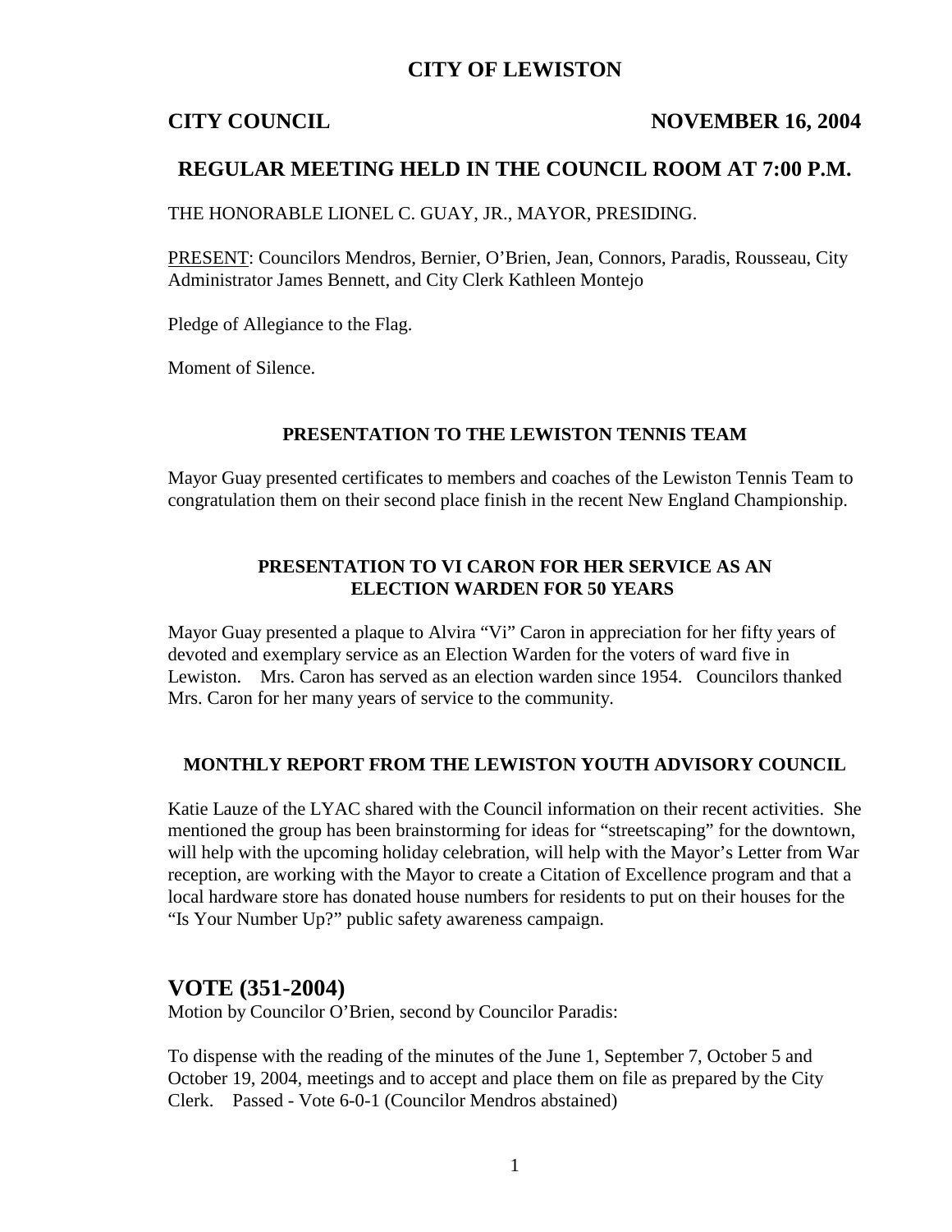# CITY OF LEWISTON

**CITY COUNCIL** **NOVEMBER 16, 2004**

## REGULAR MEETING HELD IN THE COUNCIL ROOM AT 7:00 P.M.

THE HONORABLE LIONEL C. GUAY, JR., MAYOR, PRESIDING.

PRESENT: Councilors Mendros, Bernier, O'Brien, Jean, Connors, Paradis, Rousseau, City Administrator James Bennett, and City Clerk Kathleen Montejo

Pledge of Allegiance to the Flag.

Moment of Silence.

### PRESENTATION TO THE LEWISTON TENNIS TEAM

Mayor Guay presented certificates to members and coaches of the Lewiston Tennis Team to congratulation them on their second place finish in the recent New England Championship.

### PRESENTATION TO VI CARON FOR HER SERVICE AS AN ELECTION WARDEN FOR 50 YEARS

Mayor Guay presented a plaque to Alvira "Vi" Caron in appreciation for her fifty years of devoted and exemplary service as an Election Warden for the voters of ward five in Lewiston. Mrs. Caron has served as an election warden since 1954. Councilors thanked Mrs. Caron for her many years of service to the community.

### MONTHLY REPORT FROM THE LEWISTON YOUTH ADVISORY COUNCIL

Katie Lauze of the LYAC shared with the Council information on their recent activities. She mentioned the group has been brainstorming for ideas for "streetscaping" for the downtown, will help with the upcoming holiday celebration, will help with the Mayor's Letter from War reception, are working with the Mayor to create a Citation of Excellence program and that a local hardware store has donated house numbers for residents to put on their houses for the "Is Your Number Up?" public safety awareness campaign.

## VOTE (351-2004)

Motion by Councilor O'Brien, second by Councilor Paradis:

To dispense with the reading of the minutes of the June 1, September 7, October 5 and October 19, 2004, meetings and to accept and place them on file as prepared by the City Clerk. Passed - Vote 6-0-1 (Councilor Mendros abstained)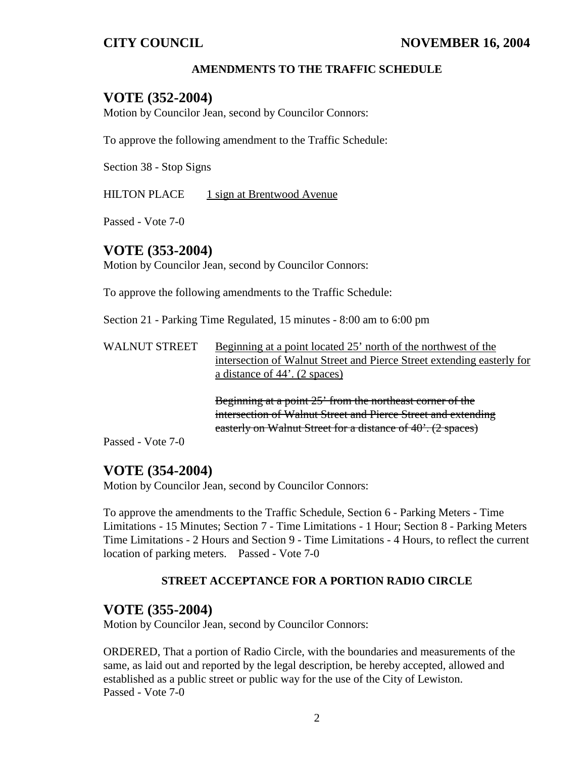**AMENDMENTS TO THE TRAFFIC SCHEDULE**

## VOTE (352-2004)

Motion by Councilor Jean, second by Councilor Connors:

To approve the following amendment to the Traffic Schedule:

Section 38 - Stop Signs

HILTON PLACE <u>1 sign at Brentwood Avenue</u>

Passed - Vote 7-0

## VOTE (353-2004)

Motion by Councilor Jean, second by Councilor Connors:

To approve the following amendments to the Traffic Schedule:

Section 21 - Parking Time Regulated, 15 minutes - 8:00 am to 6:00 pm

WALNUT STREET <u>Beginning at a point located 25' north of the northwest of the intersection of Walnut Street and Pierce Street extending easterly for a distance of 44'. (2 spaces)</u>

~~Beginning at a point 25' from the northeast corner of the intersection of Walnut Street and Pierce Street and extending easterly on Walnut Street for a distance of 40'. (2 spaces)~~

Passed - Vote 7-0

## VOTE (354-2004)

Motion by Councilor Jean, second by Councilor Connors:

To approve the amendments to the Traffic Schedule, Section 6 - Parking Meters - Time Limitations - 15 Minutes; Section 7 - Time Limitations - 1 Hour; Section 8 - Parking Meters Time Limitations - 2 Hours and Section 9 - Time Limitations - 4 Hours, to reflect the current location of parking meters. Passed - Vote 7-0

**STREET ACCEPTANCE FOR A PORTION RADIO CIRCLE**

## VOTE (355-2004)

Motion by Councilor Jean, second by Councilor Connors:

ORDERED, That a portion of Radio Circle, with the boundaries and measurements of the same, as laid out and reported by the legal description, be hereby accepted, allowed and established as a public street or public way for the use of the City of Lewiston.
Passed - Vote 7-0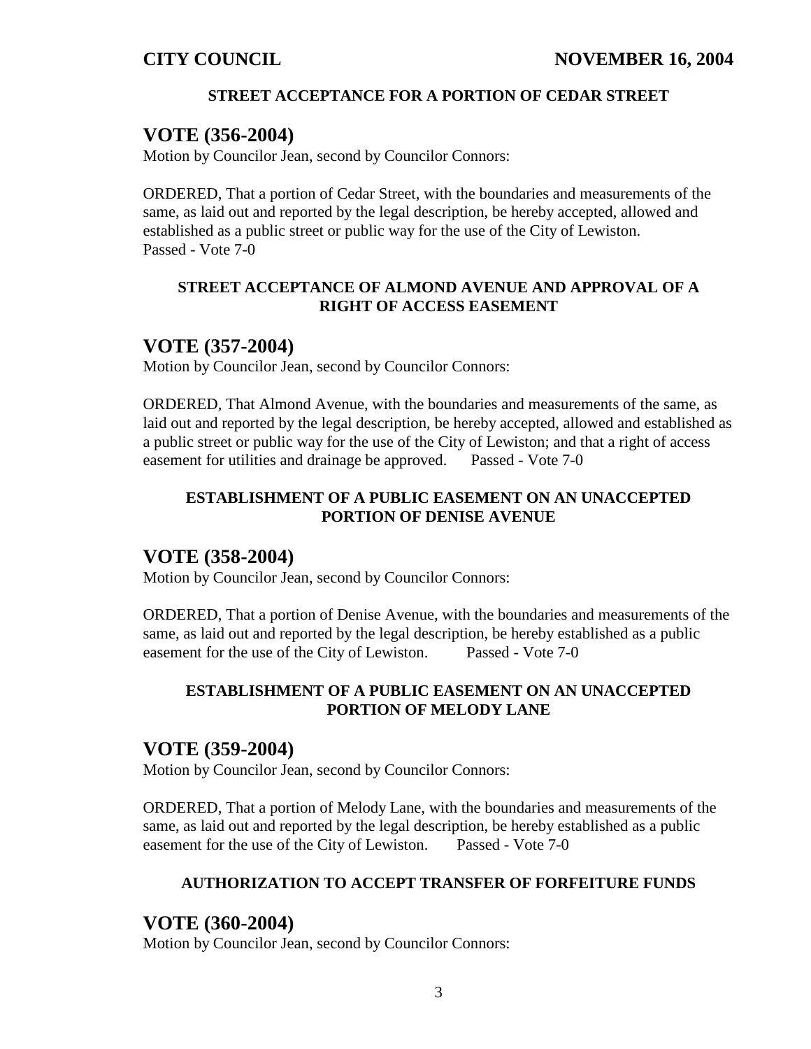#### STREET ACCEPTANCE FOR A PORTION OF CEDAR STREET

## VOTE (356-2004)

Motion by Councilor Jean, second by Councilor Connors:

ORDERED, That a portion of Cedar Street, with the boundaries and measurements of the same, as laid out and reported by the legal description, be hereby accepted, allowed and established as a public street or public way for the use of the City of Lewiston.
Passed - Vote 7-0

#### STREET ACCEPTANCE OF ALMOND AVENUE AND APPROVAL OF A RIGHT OF ACCESS EASEMENT

## VOTE (357-2004)

Motion by Councilor Jean, second by Councilor Connors:

ORDERED, That Almond Avenue, with the boundaries and measurements of the same, as laid out and reported by the legal description, be hereby accepted, allowed and established as a public street or public way for the use of the City of Lewiston; and that a right of access easement for utilities and drainage be approved. Passed - Vote 7-0

#### ESTABLISHMENT OF A PUBLIC EASEMENT ON AN UNACCEPTED PORTION OF DENISE AVENUE

## VOTE (358-2004)

Motion by Councilor Jean, second by Councilor Connors:

ORDERED, That a portion of Denise Avenue, with the boundaries and measurements of the same, as laid out and reported by the legal description, be hereby established as a public easement for the use of the City of Lewiston. Passed - Vote 7-0

#### ESTABLISHMENT OF A PUBLIC EASEMENT ON AN UNACCEPTED PORTION OF MELODY LANE

## VOTE (359-2004)

Motion by Councilor Jean, second by Councilor Connors:

ORDERED, That a portion of Melody Lane, with the boundaries and measurements of the same, as laid out and reported by the legal description, be hereby established as a public easement for the use of the City of Lewiston. Passed - Vote 7-0

#### AUTHORIZATION TO ACCEPT TRANSFER OF FORFEITURE FUNDS

## VOTE (360-2004)

Motion by Councilor Jean, second by Councilor Connors: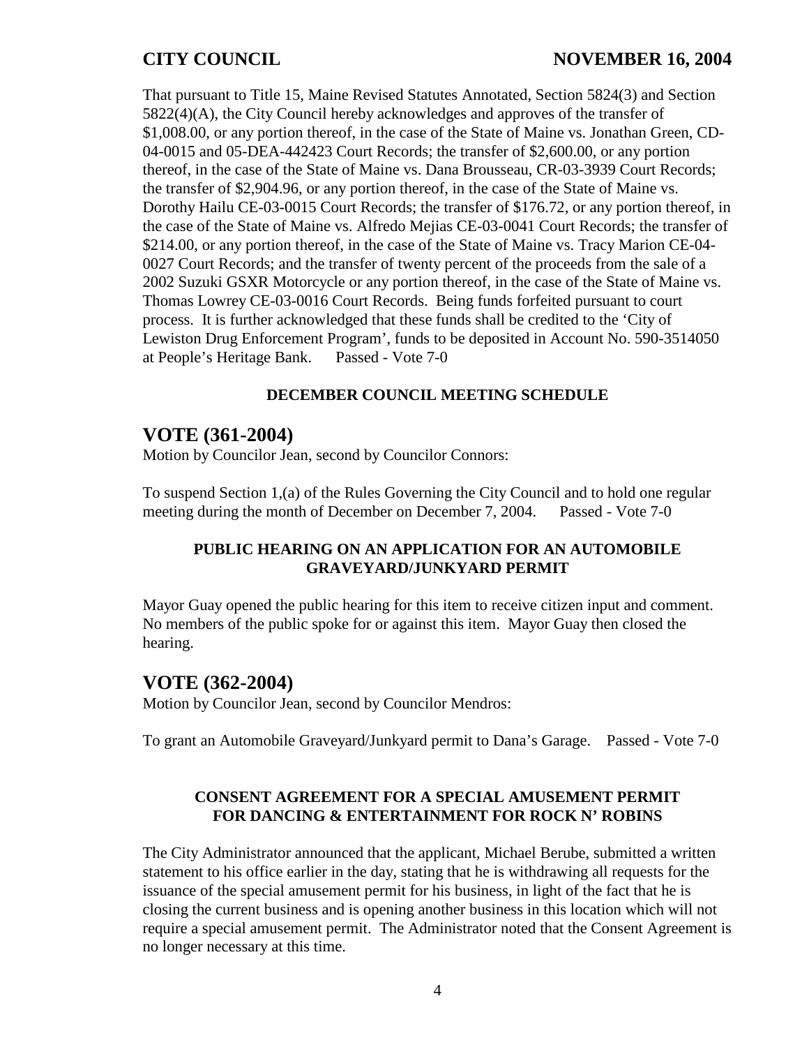That pursuant to Title 15, Maine Revised Statutes Annotated, Section 5824(3) and Section 5822(4)(A), the City Council hereby acknowledges and approves of the transfer of $1,008.00, or any portion thereof, in the case of the State of Maine vs. Jonathan Green, CD-04-0015 and 05-DEA-442423 Court Records; the transfer of $2,600.00, or any portion thereof, in the case of the State of Maine vs. Dana Brousseau, CR-03-3939 Court Records; the transfer of $2,904.96, or any portion thereof, in the case of the State of Maine vs. Dorothy Hailu CE-03-0015 Court Records; the transfer of $176.72, or any portion thereof, in the case of the State of Maine vs. Alfredo Mejias CE-03-0041 Court Records; the transfer of $214.00, or any portion thereof, in the case of the State of Maine vs. Tracy Marion CE-04-0027 Court Records; and the transfer of twenty percent of the proceeds from the sale of a 2002 Suzuki GSXR Motorcycle or any portion thereof, in the case of the State of Maine vs. Thomas Lowrey CE-03-0016 Court Records. Being funds forfeited pursuant to court process. It is further acknowledged that these funds shall be credited to the 'City of Lewiston Drug Enforcement Program', funds to be deposited in Account No. 590-3514050 at People's Heritage Bank. Passed - Vote 7-0

**DECEMBER COUNCIL MEETING SCHEDULE**

## VOTE (361-2004)

Motion by Councilor Jean, second by Councilor Connors:

To suspend Section 1,(a) of the Rules Governing the City Council and to hold one regular meeting during the month of December on December 7, 2004. Passed - Vote 7-0

**PUBLIC HEARING ON AN APPLICATION FOR AN AUTOMOBILE GRAVEYARD/JUNKYARD PERMIT**

Mayor Guay opened the public hearing for this item to receive citizen input and comment. No members of the public spoke for or against this item. Mayor Guay then closed the hearing.

## VOTE (362-2004)

Motion by Councilor Jean, second by Councilor Mendros:

To grant an Automobile Graveyard/Junkyard permit to Dana's Garage. Passed - Vote 7-0

**CONSENT AGREEMENT FOR A SPECIAL AMUSEMENT PERMIT FOR DANCING & ENTERTAINMENT FOR ROCK N' ROBINS**

The City Administrator announced that the applicant, Michael Berube, submitted a written statement to his office earlier in the day, stating that he is withdrawing all requests for the issuance of the special amusement permit for his business, in light of the fact that he is closing the current business and is opening another business in this location which will not require a special amusement permit. The Administrator noted that the Consent Agreement is no longer necessary at this time.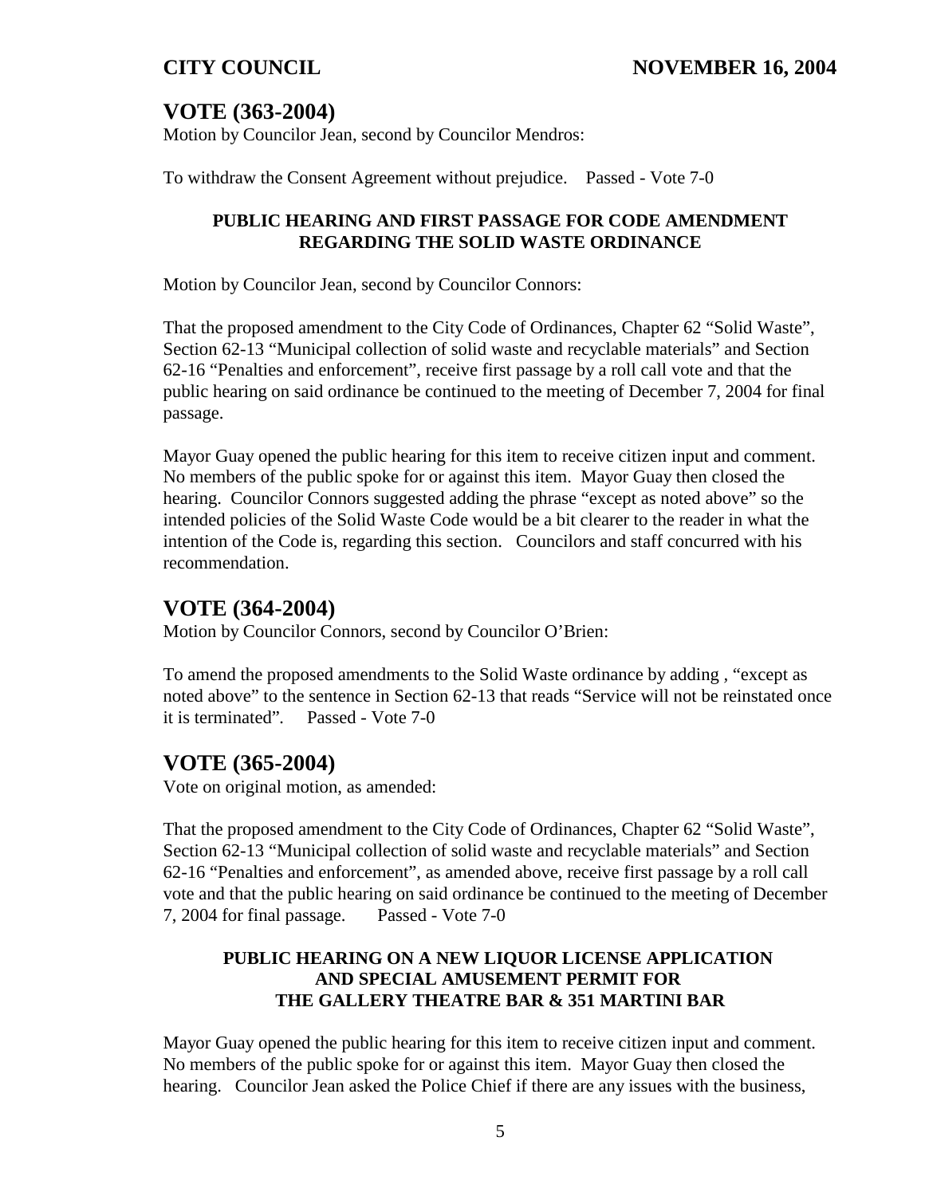## VOTE (363-2004)

Motion by Councilor Jean, second by Councilor Mendros:

To withdraw the Consent Agreement without prejudice. Passed - Vote 7-0

**PUBLIC HEARING AND FIRST PASSAGE FOR CODE AMENDMENT REGARDING THE SOLID WASTE ORDINANCE**

Motion by Councilor Jean, second by Councilor Connors:

That the proposed amendment to the City Code of Ordinances, Chapter 62 "Solid Waste", Section 62-13 "Municipal collection of solid waste and recyclable materials" and Section 62-16 "Penalties and enforcement", receive first passage by a roll call vote and that the public hearing on said ordinance be continued to the meeting of December 7, 2004 for final passage.

Mayor Guay opened the public hearing for this item to receive citizen input and comment. No members of the public spoke for or against this item. Mayor Guay then closed the hearing. Councilor Connors suggested adding the phrase "except as noted above" so the intended policies of the Solid Waste Code would be a bit clearer to the reader in what the intention of the Code is, regarding this section. Councilors and staff concurred with his recommendation.

## VOTE (364-2004)

Motion by Councilor Connors, second by Councilor O'Brien:

To amend the proposed amendments to the Solid Waste ordinance by adding , "except as noted above" to the sentence in Section 62-13 that reads "Service will not be reinstated once it is terminated". Passed - Vote 7-0

## VOTE (365-2004)

Vote on original motion, as amended:

That the proposed amendment to the City Code of Ordinances, Chapter 62 "Solid Waste", Section 62-13 "Municipal collection of solid waste and recyclable materials" and Section 62-16 "Penalties and enforcement", as amended above, receive first passage by a roll call vote and that the public hearing on said ordinance be continued to the meeting of December 7, 2004 for final passage. Passed - Vote 7-0

**PUBLIC HEARING ON A NEW LIQUOR LICENSE APPLICATION AND SPECIAL AMUSEMENT PERMIT FOR THE GALLERY THEATRE BAR & 351 MARTINI BAR**

Mayor Guay opened the public hearing for this item to receive citizen input and comment. No members of the public spoke for or against this item. Mayor Guay then closed the hearing. Councilor Jean asked the Police Chief if there are any issues with the business,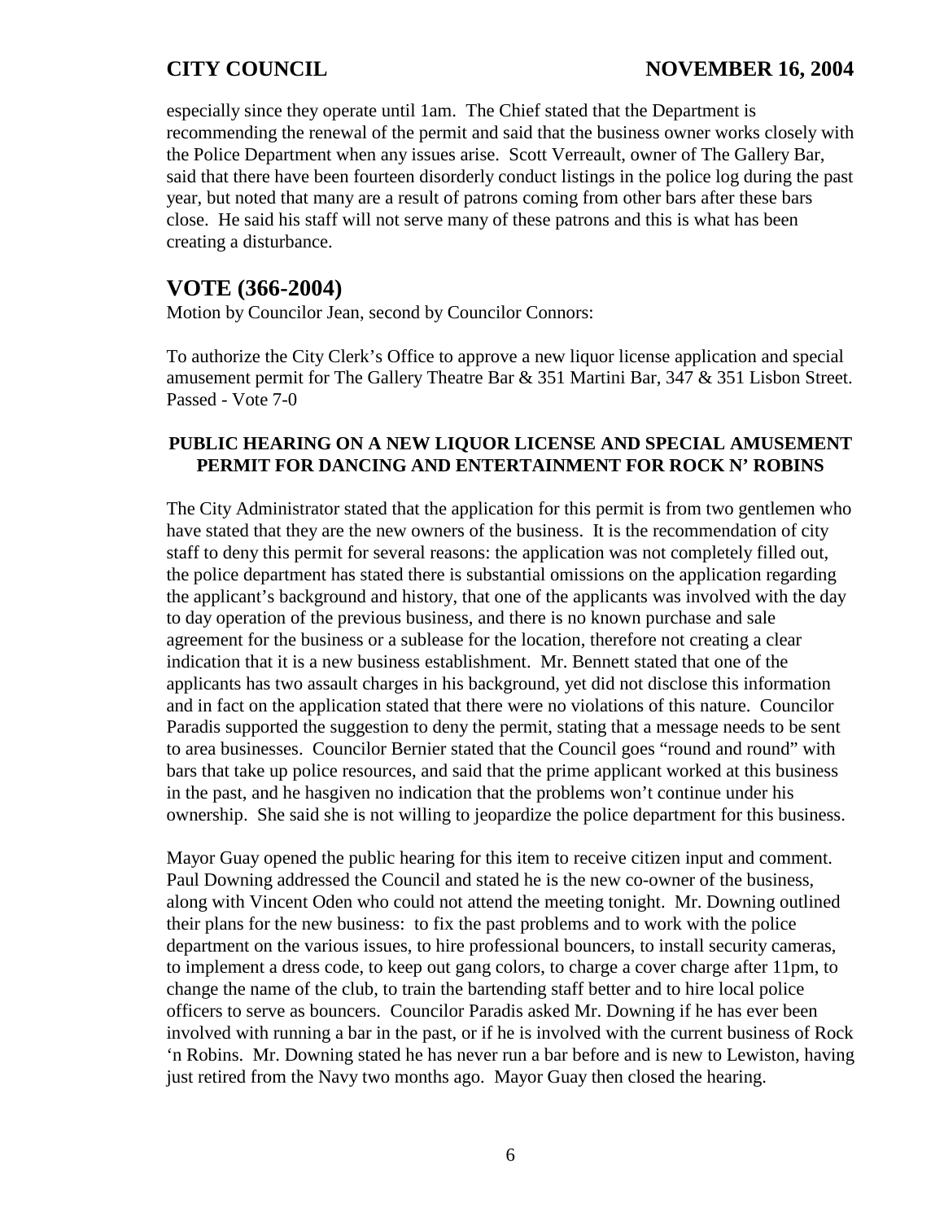especially since they operate until 1am. The Chief stated that the Department is recommending the renewal of the permit and said that the business owner works closely with the Police Department when any issues arise. Scott Verreault, owner of The Gallery Bar, said that there have been fourteen disorderly conduct listings in the police log during the past year, but noted that many are a result of patrons coming from other bars after these bars close. He said his staff will not serve many of these patrons and this is what has been creating a disturbance.

## VOTE (366-2004)

Motion by Councilor Jean, second by Councilor Connors:

To authorize the City Clerk's Office to approve a new liquor license application and special amusement permit for The Gallery Theatre Bar & 351 Martini Bar, 347 & 351 Lisbon Street.
Passed - Vote 7-0

### PUBLIC HEARING ON A NEW LIQUOR LICENSE AND SPECIAL AMUSEMENT PERMIT FOR DANCING AND ENTERTAINMENT FOR ROCK N' ROBINS

The City Administrator stated that the application for this permit is from two gentlemen who have stated that they are the new owners of the business. It is the recommendation of city staff to deny this permit for several reasons: the application was not completely filled out, the police department has stated there is substantial omissions on the application regarding the applicant's background and history, that one of the applicants was involved with the day to day operation of the previous business, and there is no known purchase and sale agreement for the business or a sublease for the location, therefore not creating a clear indication that it is a new business establishment. Mr. Bennett stated that one of the applicants has two assault charges in his background, yet did not disclose this information and in fact on the application stated that there were no violations of this nature. Councilor Paradis supported the suggestion to deny the permit, stating that a message needs to be sent to area businesses. Councilor Bernier stated that the Council goes "round and round" with bars that take up police resources, and said that the prime applicant worked at this business in the past, and he hasgiven no indication that the problems won't continue under his ownership. She said she is not willing to jeopardize the police department for this business.

Mayor Guay opened the public hearing for this item to receive citizen input and comment. Paul Downing addressed the Council and stated he is the new co-owner of the business, along with Vincent Oden who could not attend the meeting tonight. Mr. Downing outlined their plans for the new business: to fix the past problems and to work with the police department on the various issues, to hire professional bouncers, to install security cameras, to implement a dress code, to keep out gang colors, to charge a cover charge after 11pm, to change the name of the club, to train the bartending staff better and to hire local police officers to serve as bouncers. Councilor Paradis asked Mr. Downing if he has ever been involved with running a bar in the past, or if he is involved with the current business of Rock 'n Robins. Mr. Downing stated he has never run a bar before and is new to Lewiston, having just retired from the Navy two months ago. Mayor Guay then closed the hearing.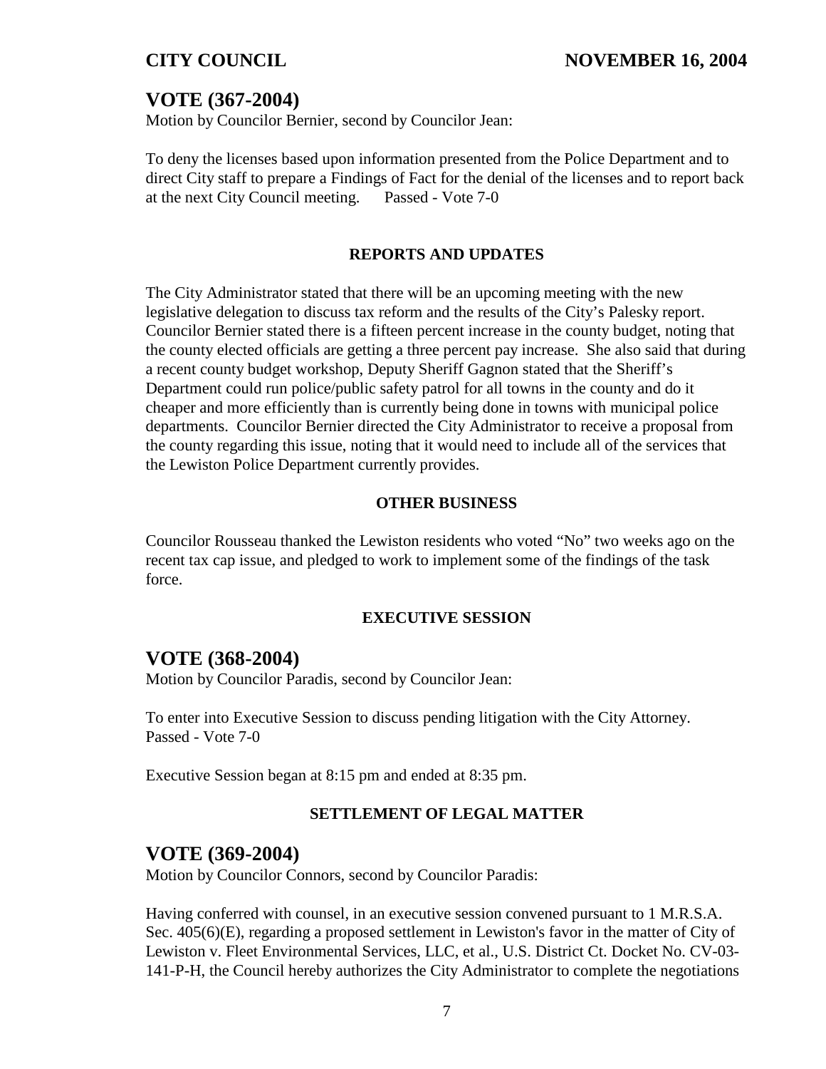## VOTE (367-2004)

Motion by Councilor Bernier, second by Councilor Jean:

To deny the licenses based upon information presented from the Police Department and to direct City staff to prepare a Findings of Fact for the denial of the licenses and to report back at the next City Council meeting. Passed - Vote 7-0

### REPORTS AND UPDATES

The City Administrator stated that there will be an upcoming meeting with the new legislative delegation to discuss tax reform and the results of the City's Palesky report. Councilor Bernier stated there is a fifteen percent increase in the county budget, noting that the county elected officials are getting a three percent pay increase. She also said that during a recent county budget workshop, Deputy Sheriff Gagnon stated that the Sheriff's Department could run police/public safety patrol for all towns in the county and do it cheaper and more efficiently than is currently being done in towns with municipal police departments. Councilor Bernier directed the City Administrator to receive a proposal from the county regarding this issue, noting that it would need to include all of the services that the Lewiston Police Department currently provides.

### OTHER BUSINESS

Councilor Rousseau thanked the Lewiston residents who voted "No" two weeks ago on the recent tax cap issue, and pledged to work to implement some of the findings of the task force.

### EXECUTIVE SESSION

## VOTE (368-2004)

Motion by Councilor Paradis, second by Councilor Jean:

To enter into Executive Session to discuss pending litigation with the City Attorney. Passed - Vote 7-0

Executive Session began at 8:15 pm and ended at 8:35 pm.

### SETTLEMENT OF LEGAL MATTER

## VOTE (369-2004)

Motion by Councilor Connors, second by Councilor Paradis:

Having conferred with counsel, in an executive session convened pursuant to 1 M.R.S.A. Sec. 405(6)(E), regarding a proposed settlement in Lewiston's favor in the matter of City of Lewiston v. Fleet Environmental Services, LLC, et al., U.S. District Ct. Docket No. CV-03-141-P-H, the Council hereby authorizes the City Administrator to complete the negotiations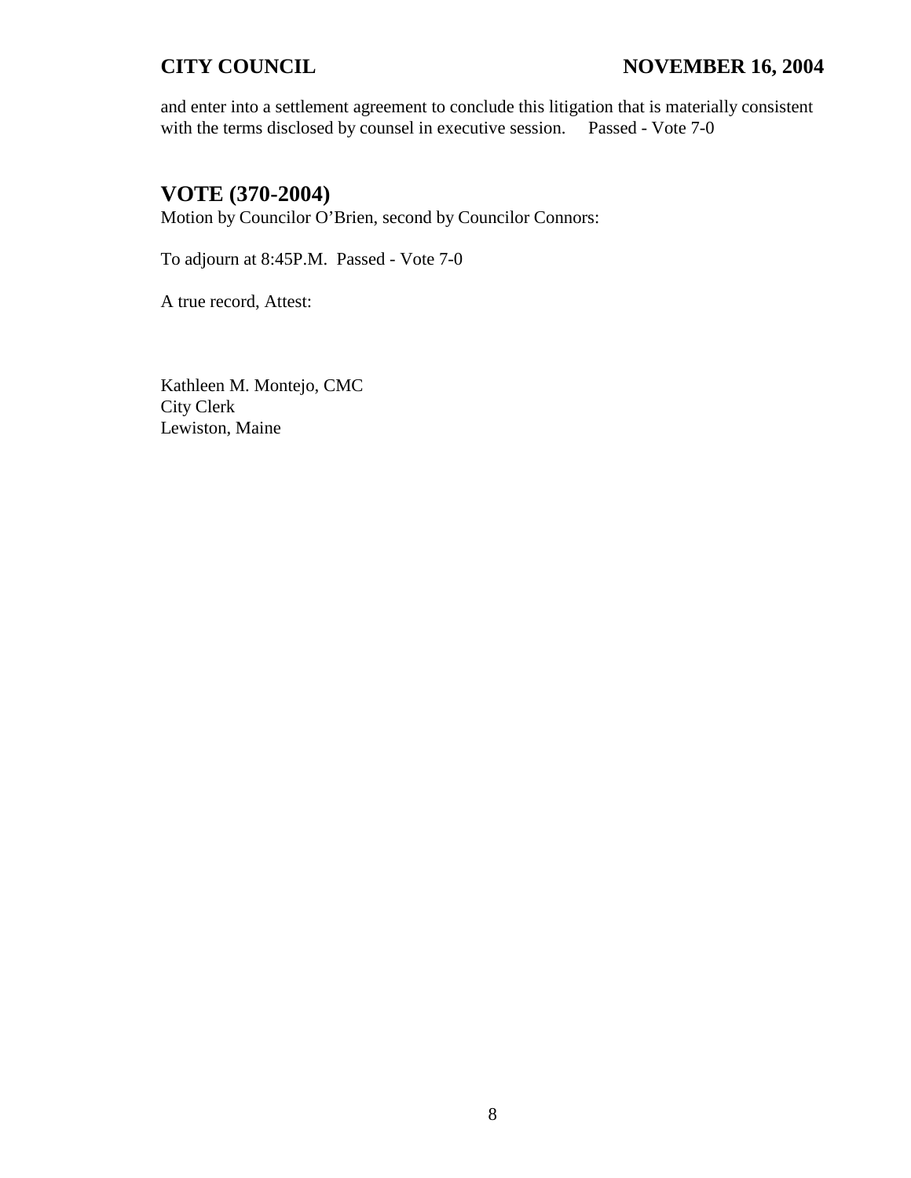and enter into a settlement agreement to conclude this litigation that is materially consistent with the terms disclosed by counsel in executive session.     Passed - Vote 7-0

## VOTE (370-2004)

Motion by Councilor O'Brien, second by Councilor Connors:

To adjourn at 8:45P.M.  Passed - Vote 7-0

A true record, Attest:

Kathleen M. Montejo, CMC
City Clerk
Lewiston, Maine